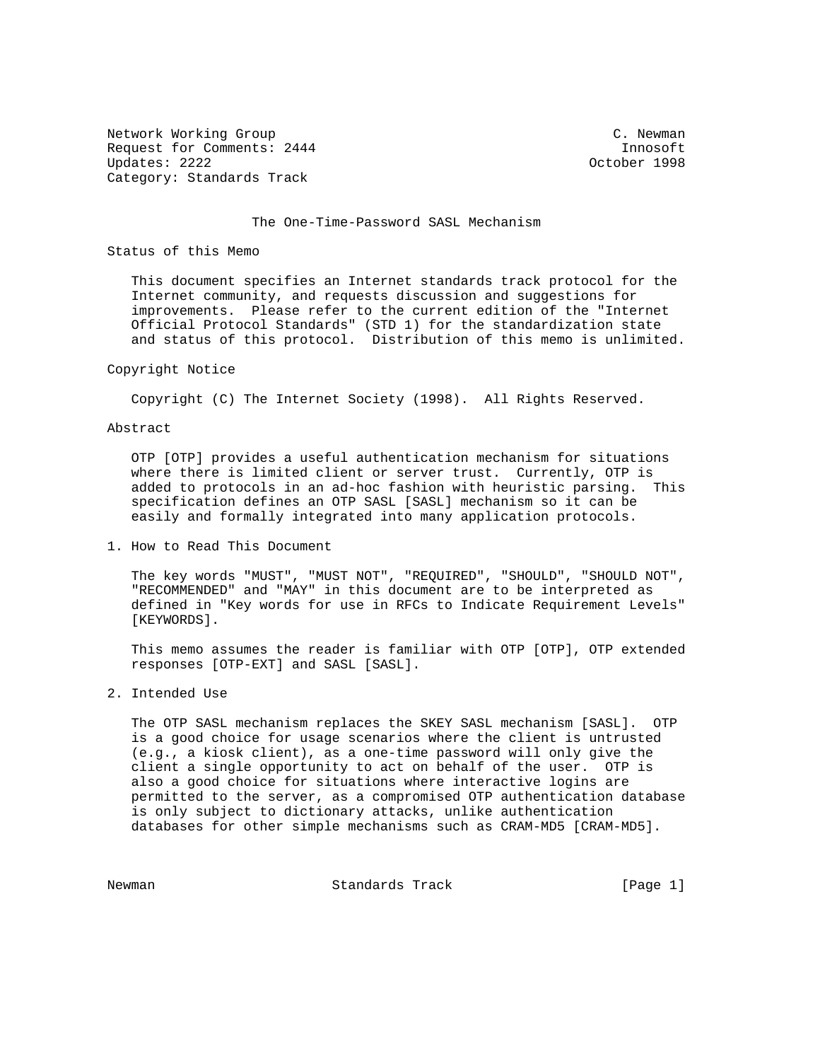Network Working Group C. Newman
Request for Comments: 2444 Innosoft
Updates: 2222 October 1998
Category: Standards Track

# The One-Time-Password SASL Mechanism

## Status of this Memo

This document specifies an Internet standards track protocol for the Internet community, and requests discussion and suggestions for improvements. Please refer to the current edition of the "Internet Official Protocol Standards" (STD 1) for the standardization state and status of this protocol. Distribution of this memo is unlimited.

## Copyright Notice

Copyright (C) The Internet Society (1998). All Rights Reserved.

## Abstract

OTP [OTP] provides a useful authentication mechanism for situations where there is limited client or server trust. Currently, OTP is added to protocols in an ad-hoc fashion with heuristic parsing. This specification defines an OTP SASL [SASL] mechanism so it can be easily and formally integrated into many application protocols.

## 1. How to Read This Document

The key words "MUST", "MUST NOT", "REQUIRED", "SHOULD", "SHOULD NOT", "RECOMMENDED" and "MAY" in this document are to be interpreted as defined in "Key words for use in RFCs to Indicate Requirement Levels" [KEYWORDS].

This memo assumes the reader is familiar with OTP [OTP], OTP extended responses [OTP-EXT] and SASL [SASL].

## 2. Intended Use

The OTP SASL mechanism replaces the SKEY SASL mechanism [SASL]. OTP is a good choice for usage scenarios where the client is untrusted (e.g., a kiosk client), as a one-time password will only give the client a single opportunity to act on behalf of the user. OTP is also a good choice for situations where interactive logins are permitted to the server, as a compromised OTP authentication database is only subject to dictionary attacks, unlike authentication databases for other simple mechanisms such as CRAM-MD5 [CRAM-MD5].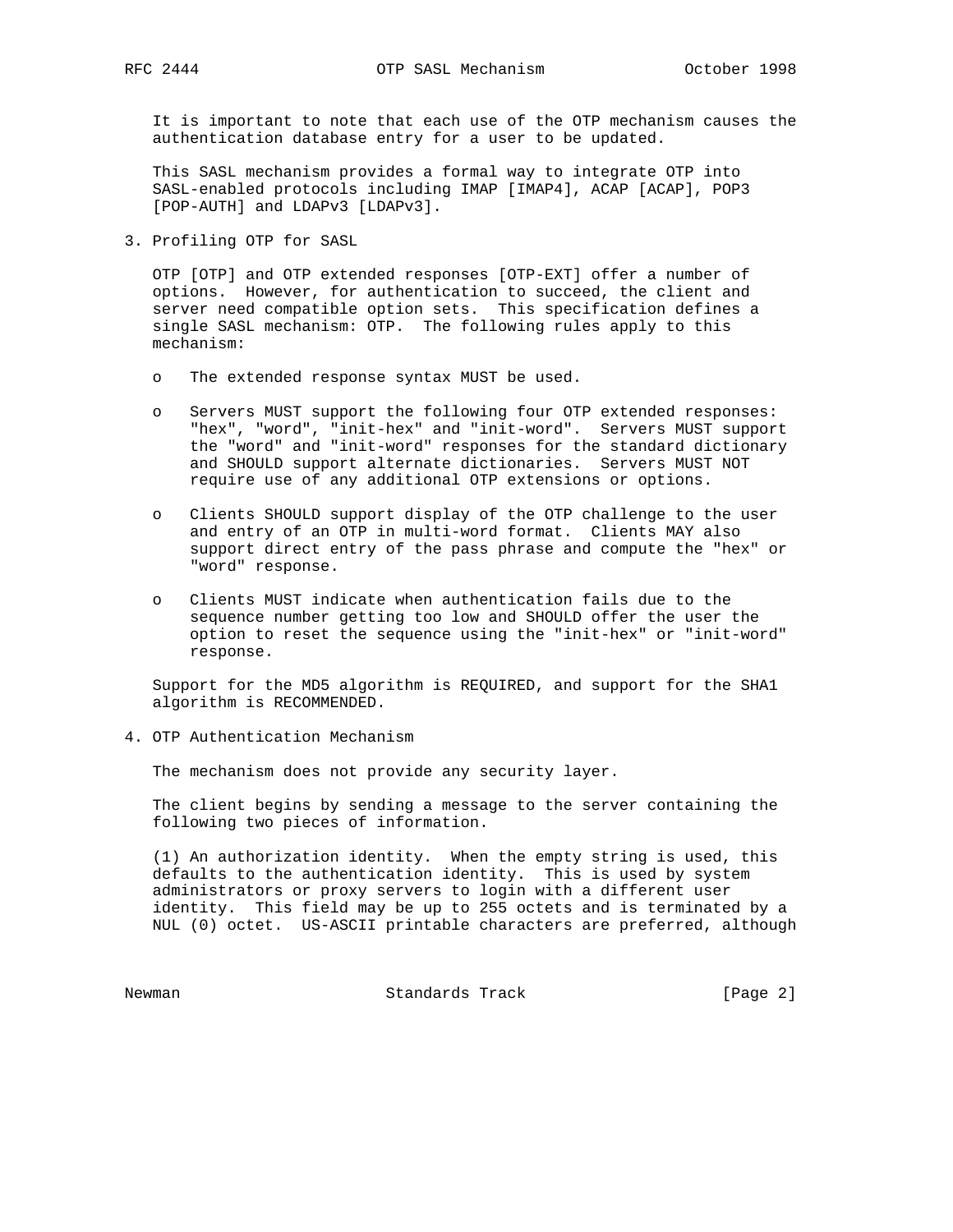It is important to note that each use of the OTP mechanism causes the authentication database entry for a user to be updated.

This SASL mechanism provides a formal way to integrate OTP into SASL-enabled protocols including IMAP [IMAP4], ACAP [ACAP], POP3 [POP-AUTH] and LDAPv3 [LDAPv3].

## 3. Profiling OTP for SASL

OTP [OTP] and OTP extended responses [OTP-EXT] offer a number of options. However, for authentication to succeed, the client and server need compatible option sets. This specification defines a single SASL mechanism: OTP. The following rules apply to this mechanism:

- The extended response syntax MUST be used.

- Servers MUST support the following four OTP extended responses: "hex", "word", "init-hex" and "init-word". Servers MUST support the "word" and "init-word" responses for the standard dictionary and SHOULD support alternate dictionaries. Servers MUST NOT require use of any additional OTP extensions or options.

- Clients SHOULD support display of the OTP challenge to the user and entry of an OTP in multi-word format. Clients MAY also support direct entry of the pass phrase and compute the "hex" or "word" response.

- Clients MUST indicate when authentication fails due to the sequence number getting too low and SHOULD offer the user the option to reset the sequence using the "init-hex" or "init-word" response.

Support for the MD5 algorithm is REQUIRED, and support for the SHA1 algorithm is RECOMMENDED.

## 4. OTP Authentication Mechanism

The mechanism does not provide any security layer.

The client begins by sending a message to the server containing the following two pieces of information.

(1) An authorization identity. When the empty string is used, this defaults to the authentication identity. This is used by system administrators or proxy servers to login with a different user identity. This field may be up to 255 octets and is terminated by a NUL (0) octet. US-ASCII printable characters are preferred, although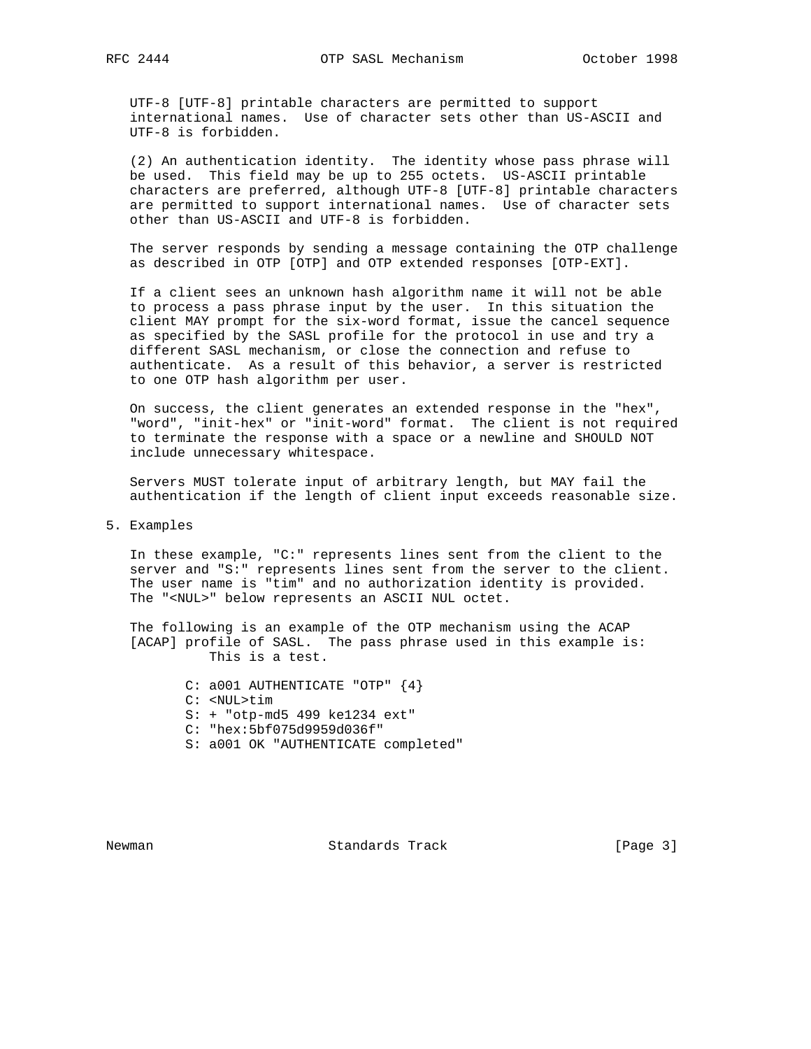UTF-8 [UTF-8] printable characters are permitted to support international names. Use of character sets other than US-ASCII and UTF-8 is forbidden.

(2) An authentication identity. The identity whose pass phrase will be used. This field may be up to 255 octets. US-ASCII printable characters are preferred, although UTF-8 [UTF-8] printable characters are permitted to support international names. Use of character sets other than US-ASCII and UTF-8 is forbidden.

The server responds by sending a message containing the OTP challenge as described in OTP [OTP] and OTP extended responses [OTP-EXT].

If a client sees an unknown hash algorithm name it will not be able to process a pass phrase input by the user. In this situation the client MAY prompt for the six-word format, issue the cancel sequence as specified by the SASL profile for the protocol in use and try a different SASL mechanism, or close the connection and refuse to authenticate. As a result of this behavior, a server is restricted to one OTP hash algorithm per user.

On success, the client generates an extended response in the "hex", "word", "init-hex" or "init-word" format. The client is not required to terminate the response with a space or a newline and SHOULD NOT include unnecessary whitespace.

Servers MUST tolerate input of arbitrary length, but MAY fail the authentication if the length of client input exceeds reasonable size.

## 5. Examples

In these example, "C:" represents lines sent from the client to the server and "S:" represents lines sent from the server to the client. The user name is "tim" and no authorization identity is provided. The "<NUL>" below represents an ASCII NUL octet.

The following is an example of the OTP mechanism using the ACAP [ACAP] profile of SASL. The pass phrase used in this example is:
          This is a test.

```
C: a001 AUTHENTICATE "OTP" {4}
C: <NUL>tim
S: + "otp-md5 499 ke1234 ext"
C: "hex:5bf075d9959d036f"
S: a001 OK "AUTHENTICATE completed"
```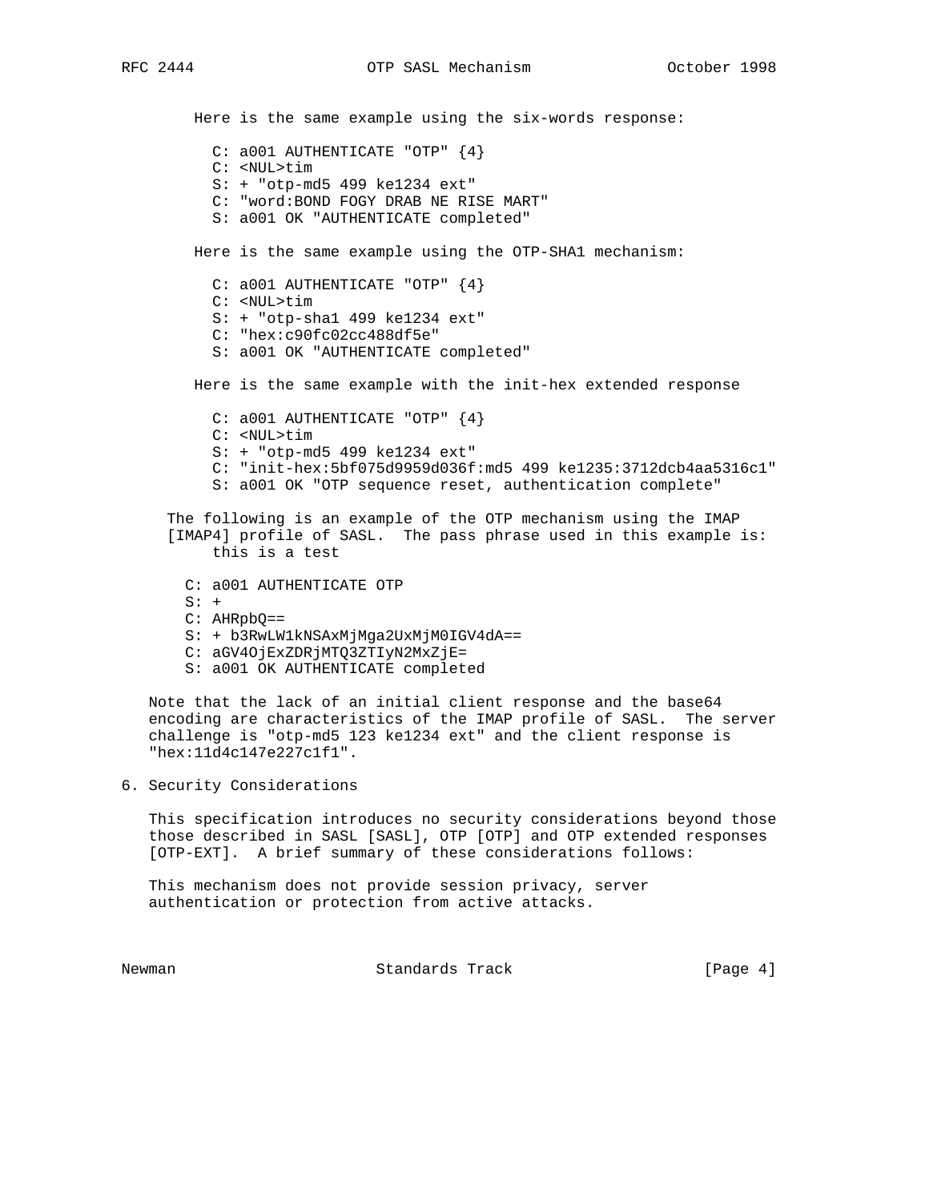Here is the same example using the six-words response:

```
C: a001 AUTHENTICATE "OTP" {4}
C: <NUL>tim
S: + "otp-md5 499 ke1234 ext"
C: "word:BOND FOGY DRAB NE RISE MART"
S: a001 OK "AUTHENTICATE completed"
```

Here is the same example using the OTP-SHA1 mechanism:

```
C: a001 AUTHENTICATE "OTP" {4}
C: <NUL>tim
S: + "otp-sha1 499 ke1234 ext"
C: "hex:c90fc02cc488df5e"
S: a001 OK "AUTHENTICATE completed"
```

Here is the same example with the init-hex extended response

```
C: a001 AUTHENTICATE "OTP" {4}
C: <NUL>tim
S: + "otp-md5 499 ke1234 ext"
C: "init-hex:5bf075d9959d036f:md5 499 ke1235:3712dcb4aa5316c1"
S: a001 OK "OTP sequence reset, authentication complete"
```

The following is an example of the OTP mechanism using the IMAP [IMAP4] profile of SASL. The pass phrase used in this example is:
this is a test

```
C: a001 AUTHENTICATE OTP
S: +
C: AHRpbQ==
S: + b3RwLW1kNSAxMjMga2UxMjM0IGV4dA==
C: aGV4OjExZDRjMTQ3ZTIyN2MxZjE=
S: a001 OK AUTHENTICATE completed
```

Note that the lack of an initial client response and the base64 encoding are characteristics of the IMAP profile of SASL. The server challenge is "otp-md5 123 ke1234 ext" and the client response is "hex:11d4c147e227c1f1".

## 6. Security Considerations

This specification introduces no security considerations beyond those those described in SASL [SASL], OTP [OTP] and OTP extended responses [OTP-EXT]. A brief summary of these considerations follows:

This mechanism does not provide session privacy, server authentication or protection from active attacks.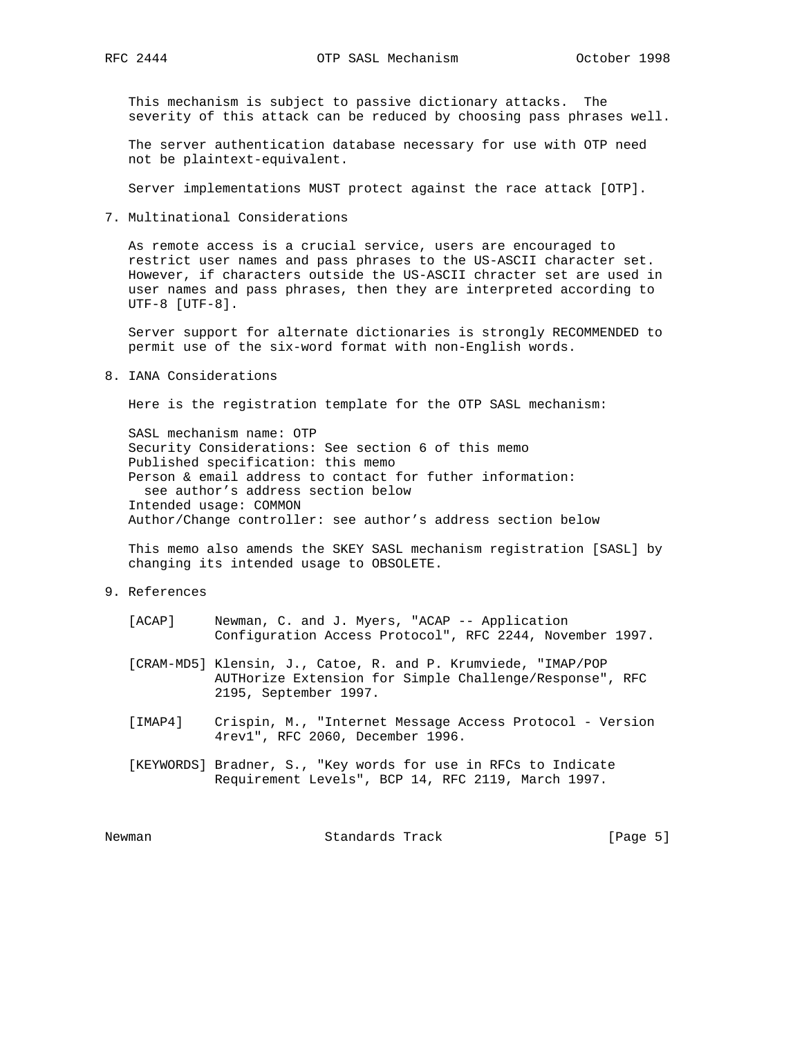This mechanism is subject to passive dictionary attacks. The severity of this attack can be reduced by choosing pass phrases well.

The server authentication database necessary for use with OTP need not be plaintext-equivalent.

Server implementations MUST protect against the race attack [OTP].

## 7. Multinational Considerations

As remote access is a crucial service, users are encouraged to restrict user names and pass phrases to the US-ASCII character set. However, if characters outside the US-ASCII chracter set are used in user names and pass phrases, then they are interpreted according to UTF-8 [UTF-8].

Server support for alternate dictionaries is strongly RECOMMENDED to permit use of the six-word format with non-English words.

## 8. IANA Considerations

Here is the registration template for the OTP SASL mechanism:

SASL mechanism name: OTP
Security Considerations: See section 6 of this memo
Published specification: this memo
Person & email address to contact for futher information:
  see author's address section below
Intended usage: COMMON
Author/Change controller: see author's address section below

This memo also amends the SKEY SASL mechanism registration [SASL] by changing its intended usage to OBSOLETE.

## 9. References

[ACAP] Newman, C. and J. Myers, "ACAP -- Application Configuration Access Protocol", RFC 2244, November 1997.

[CRAM-MD5] Klensin, J., Catoe, R. and P. Krumviede, "IMAP/POP AUTHorize Extension for Simple Challenge/Response", RFC 2195, September 1997.

[IMAP4] Crispin, M., "Internet Message Access Protocol - Version 4rev1", RFC 2060, December 1996.

[KEYWORDS] Bradner, S., "Key words for use in RFCs to Indicate Requirement Levels", BCP 14, RFC 2119, March 1997.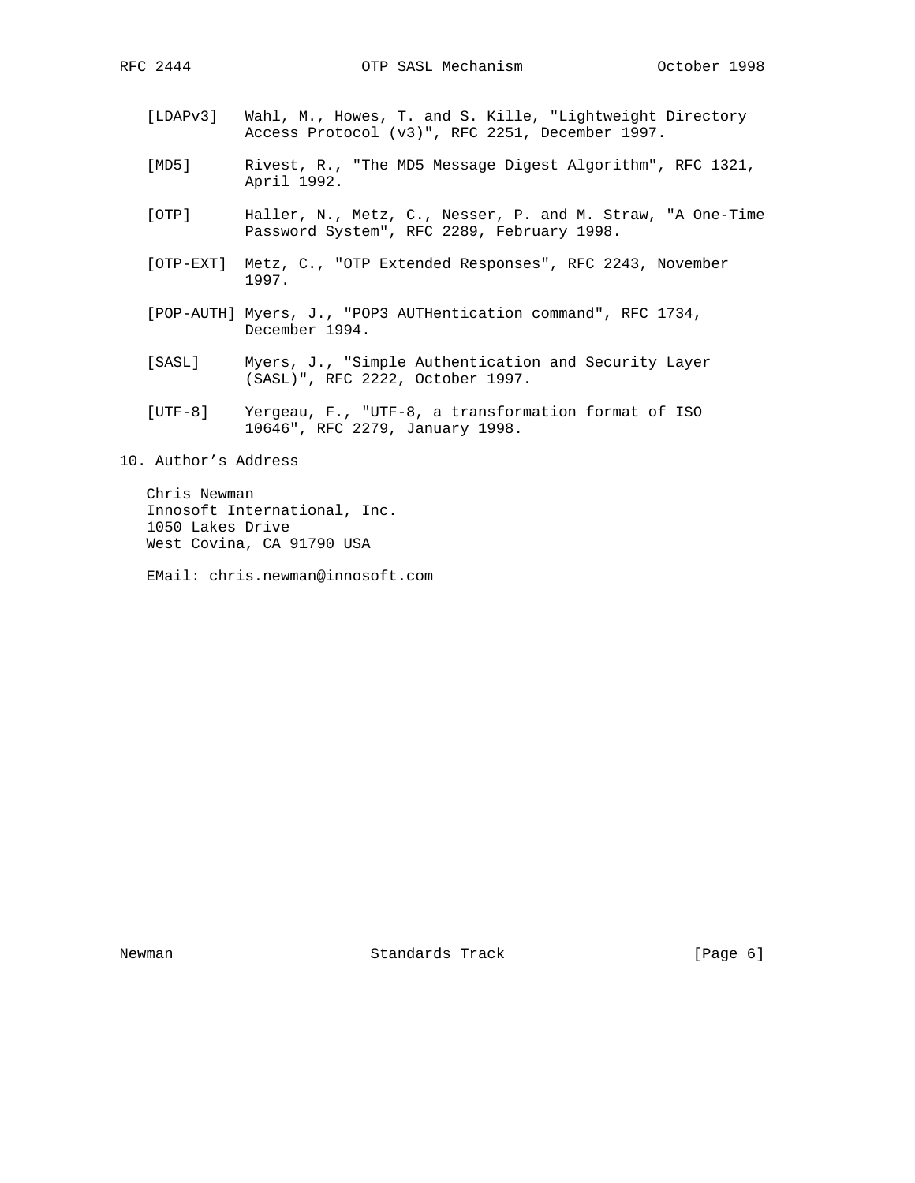[LDAPv3] Wahl, M., Howes, T. and S. Kille, "Lightweight Directory Access Protocol (v3)", RFC 2251, December 1997.

[MD5] Rivest, R., "The MD5 Message Digest Algorithm", RFC 1321, April 1992.

[OTP] Haller, N., Metz, C., Nesser, P. and M. Straw, "A One-Time Password System", RFC 2289, February 1998.

[OTP-EXT] Metz, C., "OTP Extended Responses", RFC 2243, November 1997.

[POP-AUTH] Myers, J., "POP3 AUTHentication command", RFC 1734, December 1994.

[SASL] Myers, J., "Simple Authentication and Security Layer (SASL)", RFC 2222, October 1997.

[UTF-8] Yergeau, F., "UTF-8, a transformation format of ISO 10646", RFC 2279, January 1998.

## 10. Author's Address

Chris Newman
Innosoft International, Inc.
1050 Lakes Drive
West Covina, CA 91790 USA

EMail: chris.newman@innosoft.com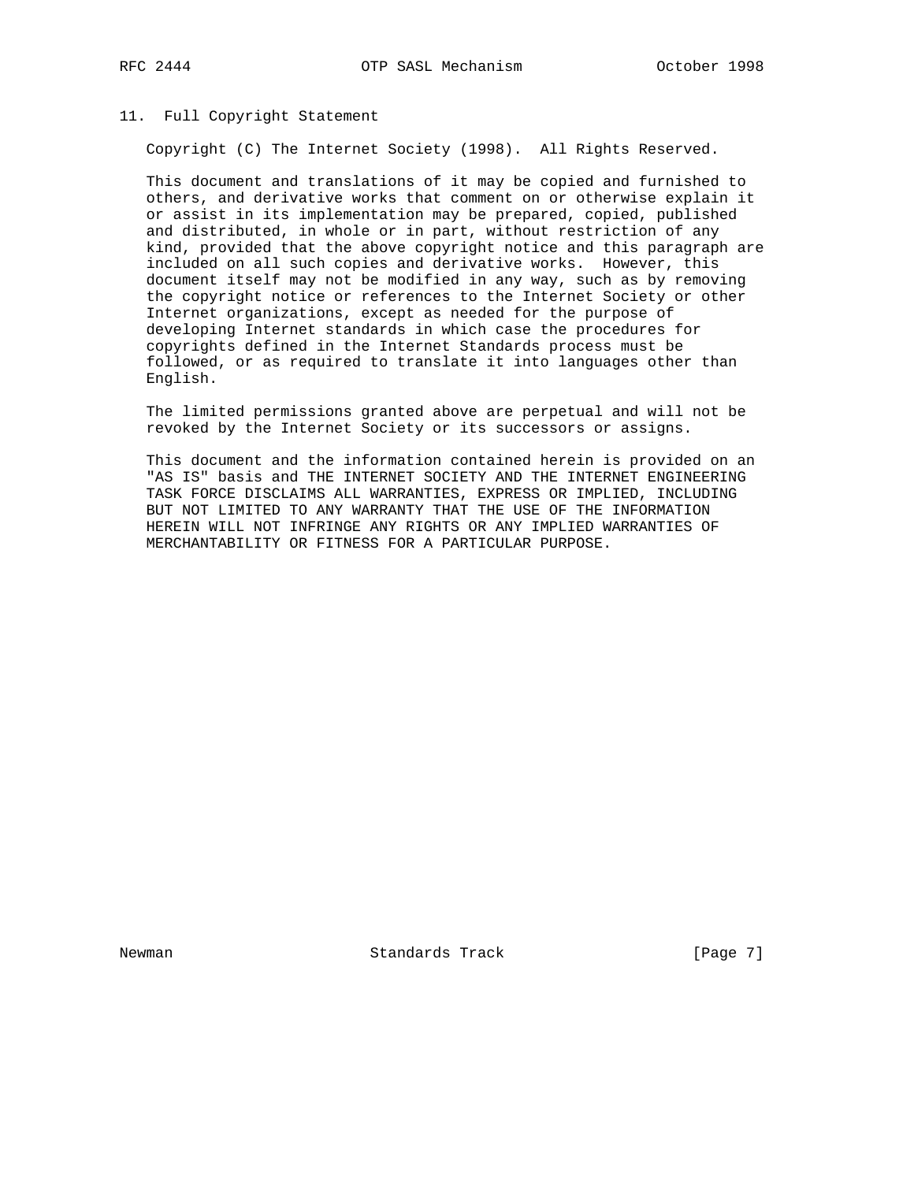## 11. Full Copyright Statement

Copyright (C) The Internet Society (1998). All Rights Reserved.

This document and translations of it may be copied and furnished to others, and derivative works that comment on or otherwise explain it or assist in its implementation may be prepared, copied, published and distributed, in whole or in part, without restriction of any kind, provided that the above copyright notice and this paragraph are included on all such copies and derivative works. However, this document itself may not be modified in any way, such as by removing the copyright notice or references to the Internet Society or other Internet organizations, except as needed for the purpose of developing Internet standards in which case the procedures for copyrights defined in the Internet Standards process must be followed, or as required to translate it into languages other than English.

The limited permissions granted above are perpetual and will not be revoked by the Internet Society or its successors or assigns.

This document and the information contained herein is provided on an "AS IS" basis and THE INTERNET SOCIETY AND THE INTERNET ENGINEERING TASK FORCE DISCLAIMS ALL WARRANTIES, EXPRESS OR IMPLIED, INCLUDING BUT NOT LIMITED TO ANY WARRANTY THAT THE USE OF THE INFORMATION HEREIN WILL NOT INFRINGE ANY RIGHTS OR ANY IMPLIED WARRANTIES OF MERCHANTABILITY OR FITNESS FOR A PARTICULAR PURPOSE.